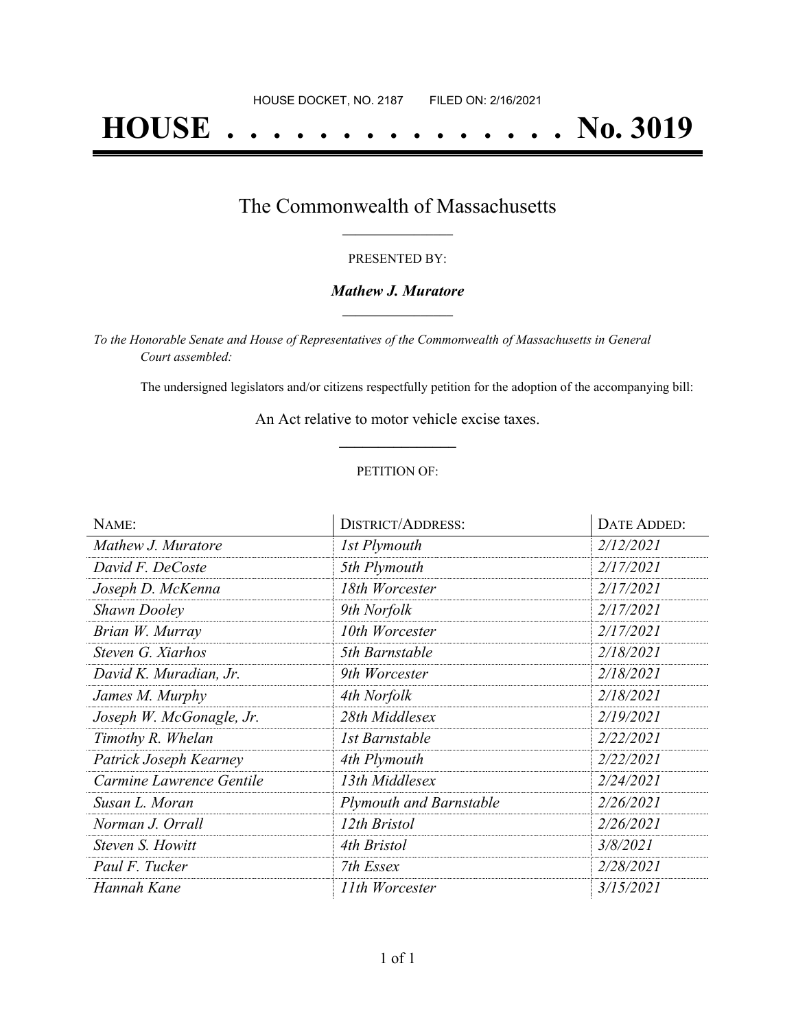HOUSE DOCKET, NO. 2187 FILED ON: 2/16/2021

# HOUSE . . . . . . . . . . . . . . . No. 3019

## The Commonwealth of Massachusetts

PRESENTED BY:

***Mathew J. Muratore***

*To the Honorable Senate and House of Representatives of the Commonwealth of Massachusetts in General Court assembled:*

The undersigned legislators and/or citizens respectfully petition for the adoption of the accompanying bill:

An Act relative to motor vehicle excise taxes.

PETITION OF:

| NAME: | DISTRICT/ADDRESS: | DATE ADDED: |
|---|---|---|
| *Mathew J. Muratore* | *1st Plymouth* | *2/12/2021* |
| *David F. DeCoste* | *5th Plymouth* | *2/17/2021* |
| *Joseph D. McKenna* | *18th Worcester* | *2/17/2021* |
| *Shawn Dooley* | *9th Norfolk* | *2/17/2021* |
| *Brian W. Murray* | *10th Worcester* | *2/17/2021* |
| *Steven G. Xiarhos* | *5th Barnstable* | *2/18/2021* |
| *David K. Muradian, Jr.* | *9th Worcester* | *2/18/2021* |
| *James M. Murphy* | *4th Norfolk* | *2/18/2021* |
| *Joseph W. McGonagle, Jr.* | *28th Middlesex* | *2/19/2021* |
| *Timothy R. Whelan* | *1st Barnstable* | *2/22/2021* |
| *Patrick Joseph Kearney* | *4th Plymouth* | *2/22/2021* |
| *Carmine Lawrence Gentile* | *13th Middlesex* | *2/24/2021* |
| *Susan L. Moran* | *Plymouth and Barnstable* | *2/26/2021* |
| *Norman J. Orrall* | *12th Bristol* | *2/26/2021* |
| *Steven S. Howitt* | *4th Bristol* | *3/8/2021* |
| *Paul F. Tucker* | *7th Essex* | *2/28/2021* |
| *Hannah Kane* | *11th Worcester* | *3/15/2021* |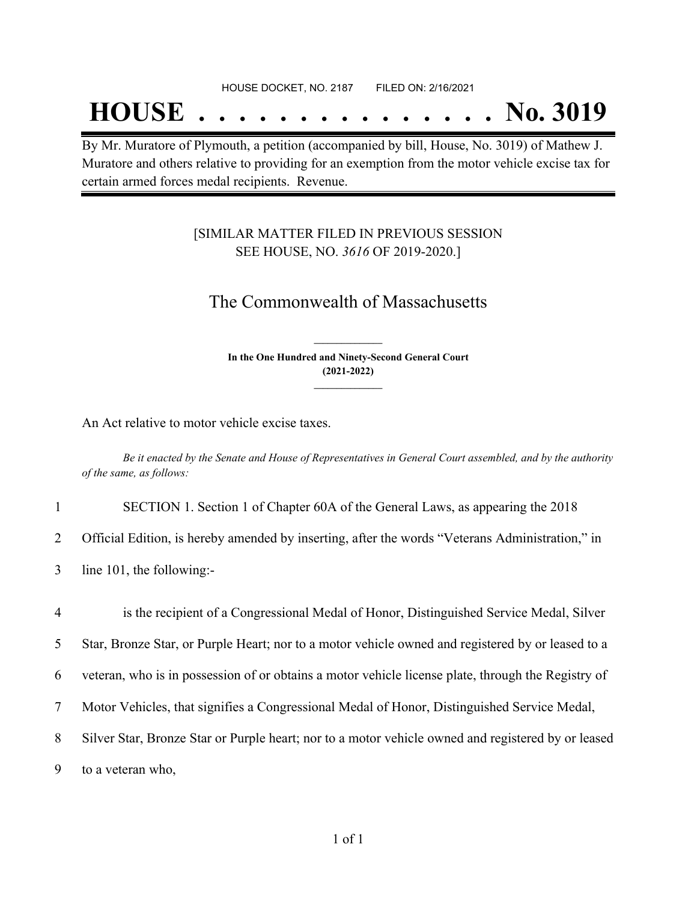HOUSE DOCKET, NO. 2187 FILED ON: 2/16/2021

# HOUSE . . . . . . . . . . . . . . . No. 3019

By Mr. Muratore of Plymouth, a petition (accompanied by bill, House, No. 3019) of Mathew J. Muratore and others relative to providing for an exemption from the motor vehicle excise tax for certain armed forces medal recipients. Revenue.

[SIMILAR MATTER FILED IN PREVIOUS SESSION SEE HOUSE, NO. *3616* OF 2019-2020.]

## The Commonwealth of Massachusetts

**In the One Hundred and Ninety-Second General Court (2021-2022)**

An Act relative to motor vehicle excise taxes.

*Be it enacted by the Senate and House of Representatives in General Court assembled, and by the authority of the same, as follows:*

1 SECTION 1. Section 1 of Chapter 60A of the General Laws, as appearing the 2018
2 Official Edition, is hereby amended by inserting, after the words "Veterans Administration," in
3 line 101, the following:-

4 is the recipient of a Congressional Medal of Honor, Distinguished Service Medal, Silver
5 Star, Bronze Star, or Purple Heart; nor to a motor vehicle owned and registered by or leased to a
6 veteran, who is in possession of or obtains a motor vehicle license plate, through the Registry of
7 Motor Vehicles, that signifies a Congressional Medal of Honor, Distinguished Service Medal,
8 Silver Star, Bronze Star or Purple heart; nor to a motor vehicle owned and registered by or leased
9 to a veteran who,